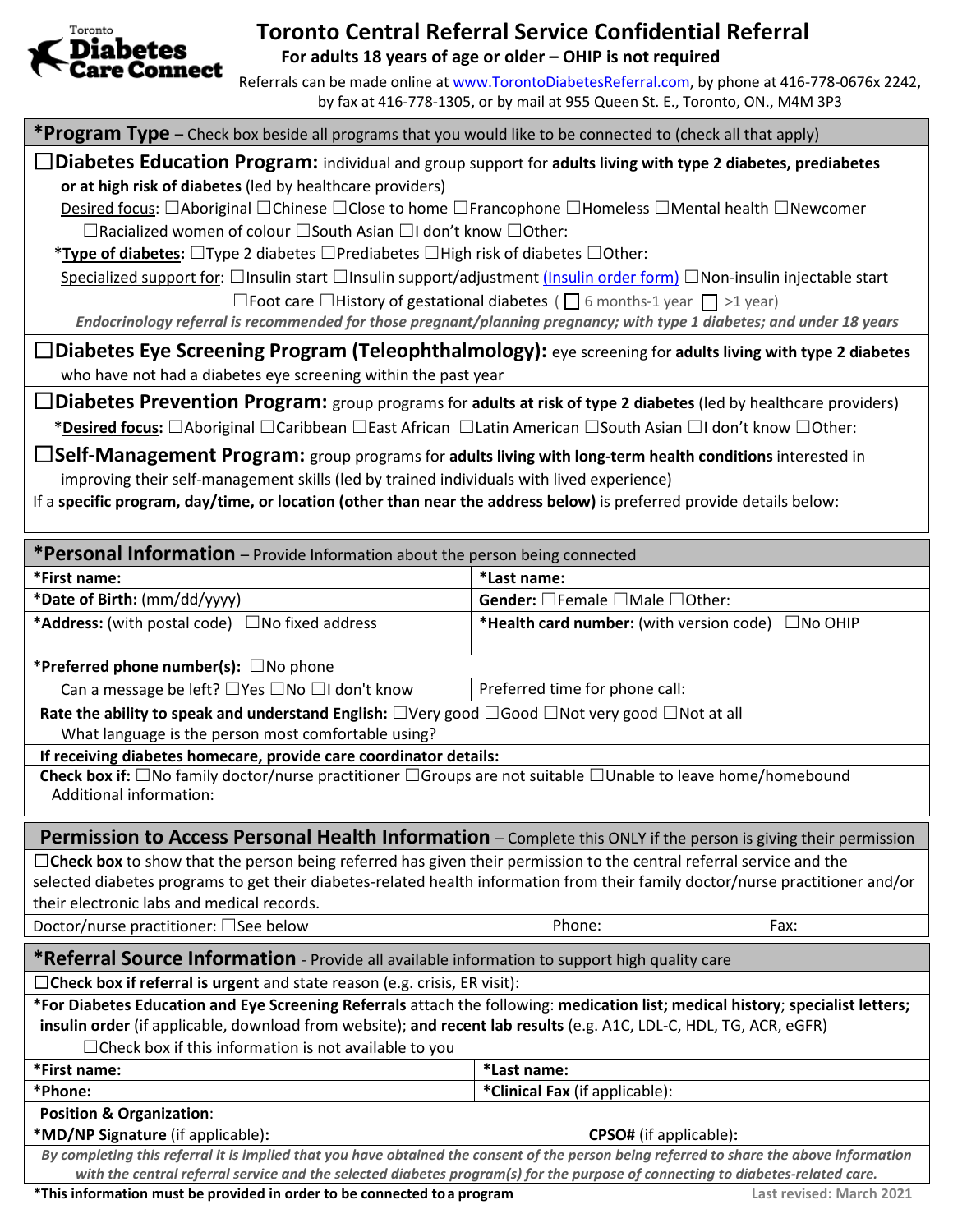Toronto **Diabetes Care Connect**

# Toronto Central Referral Service Confidential Referral

**For adults 18 years of age or older – OHIP is not required**

Referrals can be made online at www.TorontoDiabetesReferral.com, by phone at 416-778-0676x 2242, by fax at 416-778-1305, or by mail at 955 Queen St. E., Toronto, ON., M4M 3P3

## *Program Type – Check box beside all programs that you would like to be connected to (check all that apply)

☐ **Diabetes Education Program:** individual and group support for **adults living with type 2 diabetes, prediabetes or at high risk of diabetes** (led by healthcare providers)

Desired focus: ☐Aboriginal ☐Chinese ☐Close to home ☐Francophone ☐Homeless ☐Mental health ☐Newcomer ☐Racialized women of colour ☐South Asian ☐I don't know ☐Other:

***Type of diabetes:** ☐Type 2 diabetes ☐Prediabetes ☐High risk of diabetes ☐Other:

Specialized support for: ☐Insulin start ☐Insulin support/adjustment (Insulin order form) ☐Non-insulin injectable start ☐Foot care ☐History of gestational diabetes ( ☐ 6 months-1 year ☐ >1 year)

***Endocrinology referral is recommended for those pregnant/planning pregnancy; with type 1 diabetes; and under 18 years***

☐ **Diabetes Eye Screening Program (Teleophthalmology):** eye screening for **adults living with type 2 diabetes** who have not had a diabetes eye screening within the past year

☐ **Diabetes Prevention Program:** group programs for **adults at risk of type 2 diabetes** (led by healthcare providers)

***Desired focus:** ☐Aboriginal ☐Caribbean ☐East African ☐Latin American ☐South Asian ☐I don't know ☐Other:

☐ **Self-Management Program:** group programs for **adults living with long-term health conditions** interested in improving their self-management skills (led by trained individuals with lived experience)

If a **specific program, day/time, or location (other than near the address below)** is preferred provide details below:

## *Personal Information – Provide Information about the person being connected

| | |
|---|---|
| ***First name:** | ***Last name:** |
| ***Date of Birth:** (mm/dd/yyyy) | **Gender:** ☐Female ☐Male ☐Other: |
| ***Address:** (with postal code) ☐No fixed address | ***Health card number:** (with version code) ☐No OHIP |
| ***Preferred phone number(s):** ☐No phone | |
| Can a message be left? ☐Yes ☐No ☐I don't know | Preferred time for phone call: |

**Rate the ability to speak and understand English:** ☐Very good ☐Good ☐Not very good ☐Not at all

What language is the person most comfortable using?

**If receiving diabetes homecare, provide care coordinator details:**

**Check box if:** ☐No family doctor/nurse practitioner ☐Groups are not suitable ☐Unable to leave home/homebound

Additional information:

## Permission to Access Personal Health Information – Complete this ONLY if the person is giving their permission

☐ **Check box** to show that the person being referred has given their permission to the central referral service and the selected diabetes programs to get their diabetes-related health information from their family doctor/nurse practitioner and/or their electronic labs and medical records.

Doctor/nurse practitioner: ☐See below Phone: Fax:

## *Referral Source Information - Provide all available information to support high quality care

☐ **Check box if referral is urgent** and state reason (e.g. crisis, ER visit):

***For Diabetes Education and Eye Screening Referrals** attach the following: **medication list; medical history**; **specialist letters; insulin order** (if applicable, download from website); **and recent lab results** (e.g. A1C, LDL-C, HDL, TG, ACR, eGFR)

☐Check box if this information is not available to you

| | |
|---|---|
| ***First name:** | ***Last name:** |
| ***Phone:** | ***Clinical Fax** (if applicable): |
| **Position & Organization**: | |
| ***MD/NP Signature** (if applicable)**:** | **CPSO#** (if applicable)**:** |

***By completing this referral it is implied that you have obtained the consent of the person being referred to share the above information with the central referral service and the selected diabetes program(s) for the purpose of connecting to diabetes-related care.***

***This information must be provided in order to be connected to a program**

Last revised: March 2021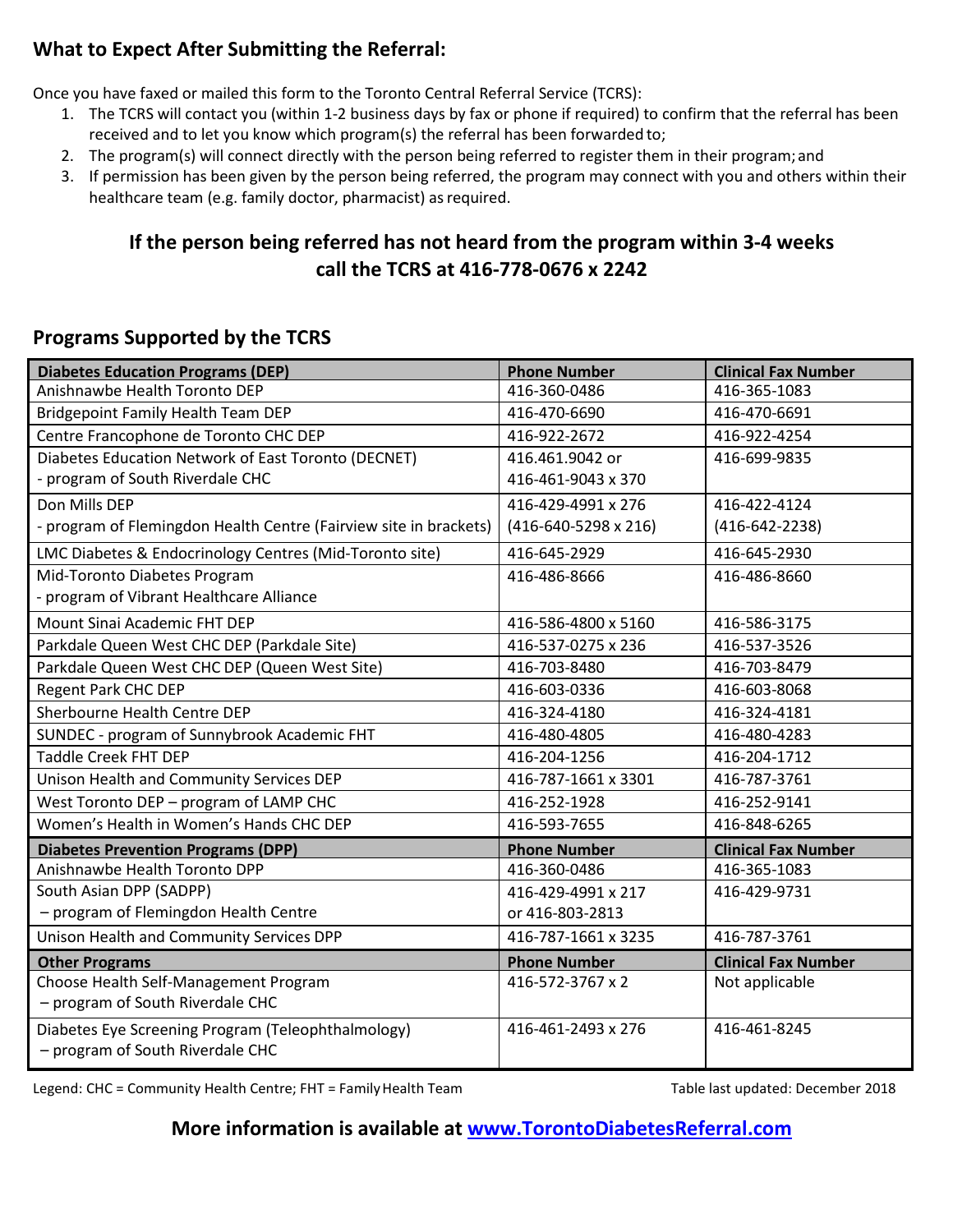## What to Expect After Submitting the Referral:

Once you have faxed or mailed this form to the Toronto Central Referral Service (TCRS):

1. The TCRS will contact you (within 1-2 business days by fax or phone if required) to confirm that the referral has been received and to let you know which program(s) the referral has been forwarded to;
2. The program(s) will connect directly with the person being referred to register them in their program; and
3. If permission has been given by the person being referred, the program may connect with you and others within their healthcare team (e.g. family doctor, pharmacist) as required.

### If the person being referred has not heard from the program within 3-4 weeks call the TCRS at 416-778-0676 x 2242

## Programs Supported by the TCRS

| Diabetes Education Programs (DEP) | Phone Number | Clinical Fax Number |
|---|---|---|
| Anishnawbe Health Toronto DEP | 416-360-0486 | 416-365-1083 |
| Bridgepoint Family Health Team DEP | 416-470-6690 | 416-470-6691 |
| Centre Francophone de Toronto CHC DEP | 416-922-2672 | 416-922-4254 |
| Diabetes Education Network of East Toronto (DECNET) - program of South Riverdale CHC | 416.461.9042 or 416-461-9043 x 370 | 416-699-9835 |
| Don Mills DEP - program of Flemingdon Health Centre (Fairview site in brackets) | 416-429-4991 x 276 (416-640-5298 x 216) | 416-422-4124 (416-642-2238) |
| LMC Diabetes & Endocrinology Centres (Mid-Toronto site) | 416-645-2929 | 416-645-2930 |
| Mid-Toronto Diabetes Program - program of Vibrant Healthcare Alliance | 416-486-8666 | 416-486-8660 |
| Mount Sinai Academic FHT DEP | 416-586-4800 x 5160 | 416-586-3175 |
| Parkdale Queen West CHC DEP (Parkdale Site) | 416-537-0275 x 236 | 416-537-3526 |
| Parkdale Queen West CHC DEP (Queen West Site) | 416-703-8480 | 416-703-8479 |
| Regent Park CHC DEP | 416-603-0336 | 416-603-8068 |
| Sherbourne Health Centre DEP | 416-324-4180 | 416-324-4181 |
| SUNDEC - program of Sunnybrook Academic FHT | 416-480-4805 | 416-480-4283 |
| Taddle Creek FHT DEP | 416-204-1256 | 416-204-1712 |
| Unison Health and Community Services DEP | 416-787-1661 x 3301 | 416-787-3761 |
| West Toronto DEP – program of LAMP CHC | 416-252-1928 | 416-252-9141 |
| Women's Health in Women's Hands CHC DEP | 416-593-7655 | 416-848-6265 |
| **Diabetes Prevention Programs (DPP)** | **Phone Number** | **Clinical Fax Number** |
| Anishnawbe Health Toronto DPP | 416-360-0486 | 416-365-1083 |
| South Asian DPP (SADPP) – program of Flemingdon Health Centre | 416-429-4991 x 217 or 416-803-2813 | 416-429-9731 |
| Unison Health and Community Services DPP | 416-787-1661 x 3235 | 416-787-3761 |
| **Other Programs** | **Phone Number** | **Clinical Fax Number** |
| Choose Health Self-Management Program – program of South Riverdale CHC | 416-572-3767 x 2 | Not applicable |
| Diabetes Eye Screening Program (Teleophthalmology) – program of South Riverdale CHC | 416-461-2493 x 276 | 416-461-8245 |

Legend: CHC = Community Health Centre; FHT = Family Health Team

Table last updated: December 2018

**More information is available at [www.TorontoDiabetesReferral.com](www.TorontoDiabetesReferral.com)**